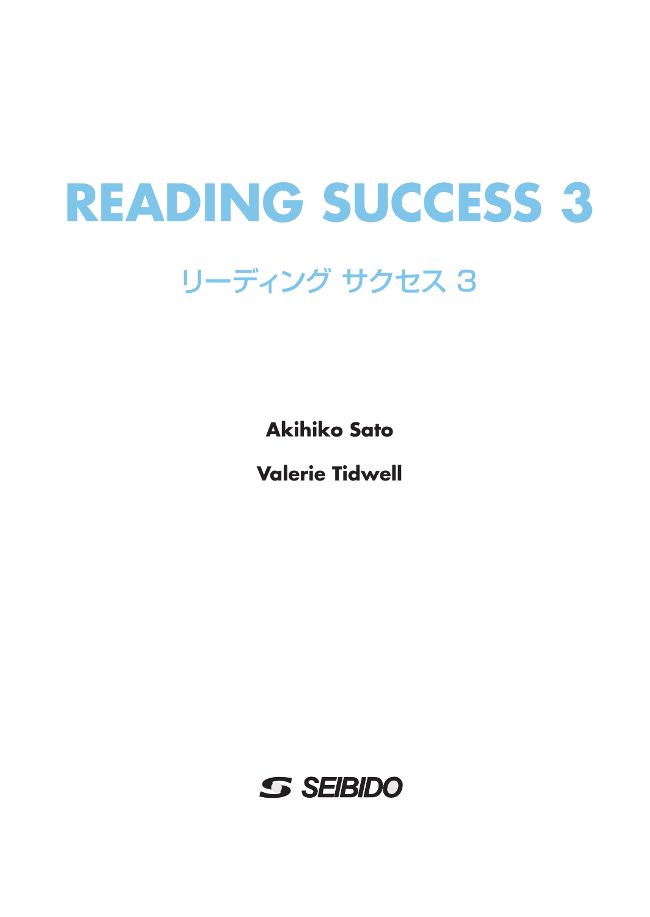# READING SUCCESS 3

## リーディング サクセス 3

**Akihiko Sato**

**Valerie Tidwell**

SEIBIDO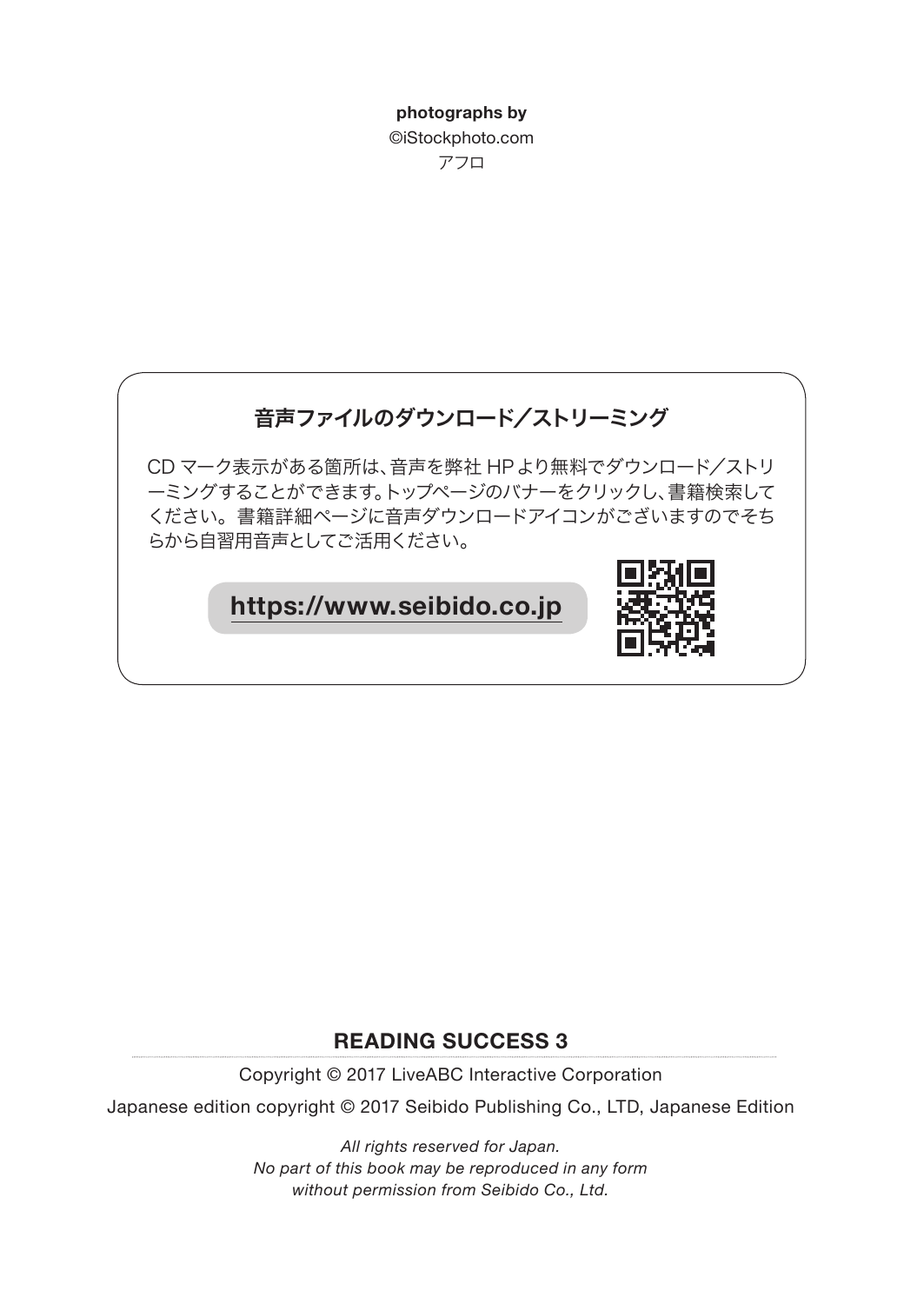**photographs by**
©iStockphoto.com
アフロ

## 音声ファイルのダウンロード／ストリーミング

CD マーク表示がある箇所は、音声を弊社 HP より無料でダウンロード／ストリーミングすることができます。トップページのバナーをクリックし、書籍検索してください。書籍詳細ページに音声ダウンロードアイコンがございますのでそちらから自習用音声としてご活用ください。

**https://www.seibido.co.jp**

**READING SUCCESS 3**

Copyright © 2017 LiveABC Interactive Corporation

Japanese edition copyright © 2017 Seibido Publishing Co., LTD, Japanese Edition

*All rights reserved for Japan.*
*No part of this book may be reproduced in any form*
*without permission from Seibido Co., Ltd.*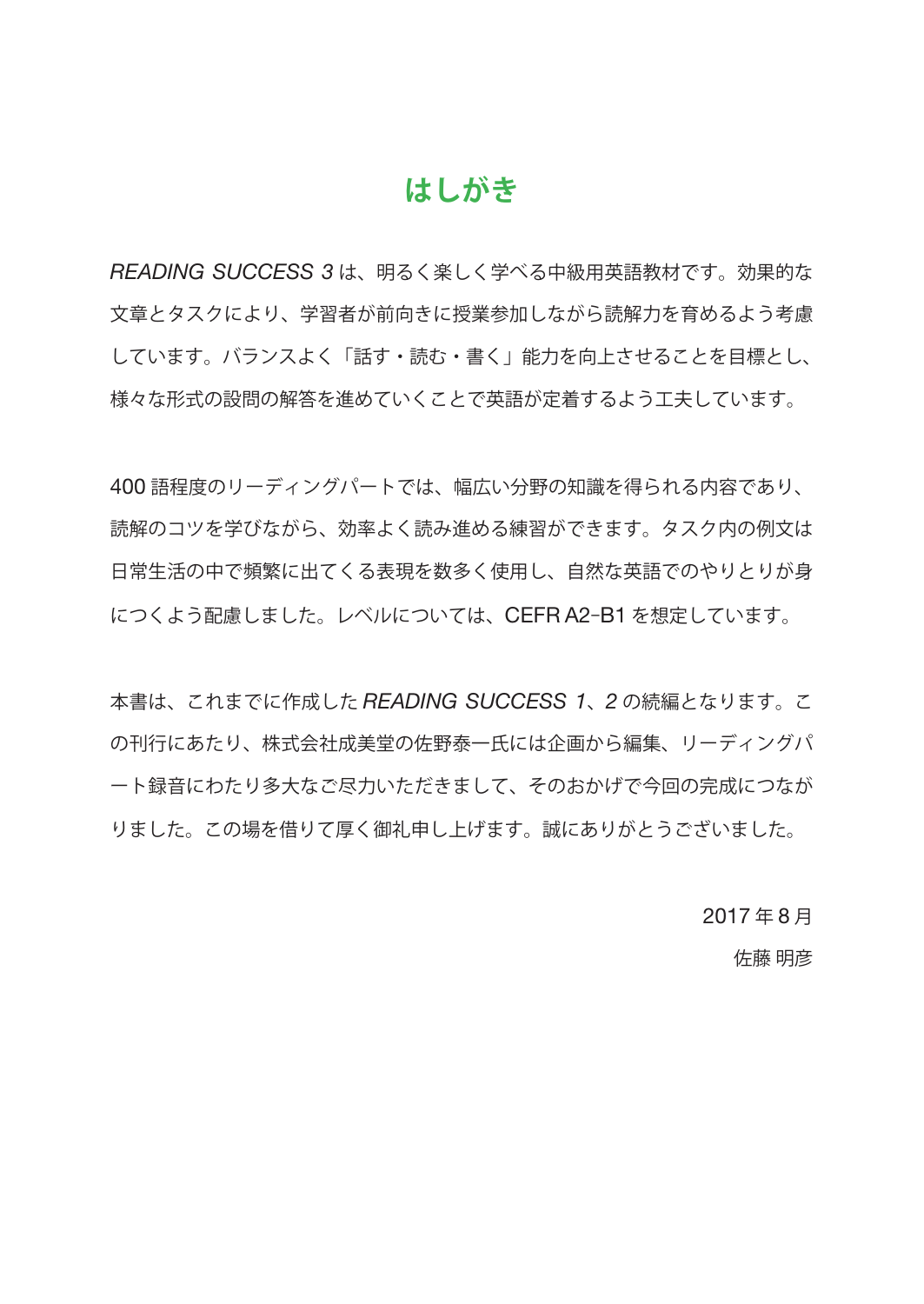# はしがき

*READING SUCCESS 3* は、明るく楽しく学べる中級用英語教材です。効果的な文章とタスクにより、学習者が前向きに授業参加しながら読解力を育めるよう考慮しています。バランスよく「話す・読む・書く」能力を向上させることを目標とし、様々な形式の設問の解答を進めていくことで英語が定着するよう工夫しています。

400 語程度のリーディングパートでは、幅広い分野の知識を得られる内容であり、読解のコツを学びながら、効率よく読み進める練習ができます。タスク内の例文は日常生活の中で頻繁に出てくる表現を数多く使用し、自然な英語でのやりとりが身につくよう配慮しました。レベルについては、CEFR A2-B1 を想定しています。

本書は、これまでに作成した *READING SUCCESS 1*、*2* の続編となります。この刊行にあたり、株式会社成美堂の佐野泰一氏には企画から編集、リーディングパート録音にわたり多大なご尽力いただきまして、そのおかげで今回の完成につながりました。この場を借りて厚く御礼申し上げます。誠にありがとうございました。

2017 年 8 月

佐藤 明彦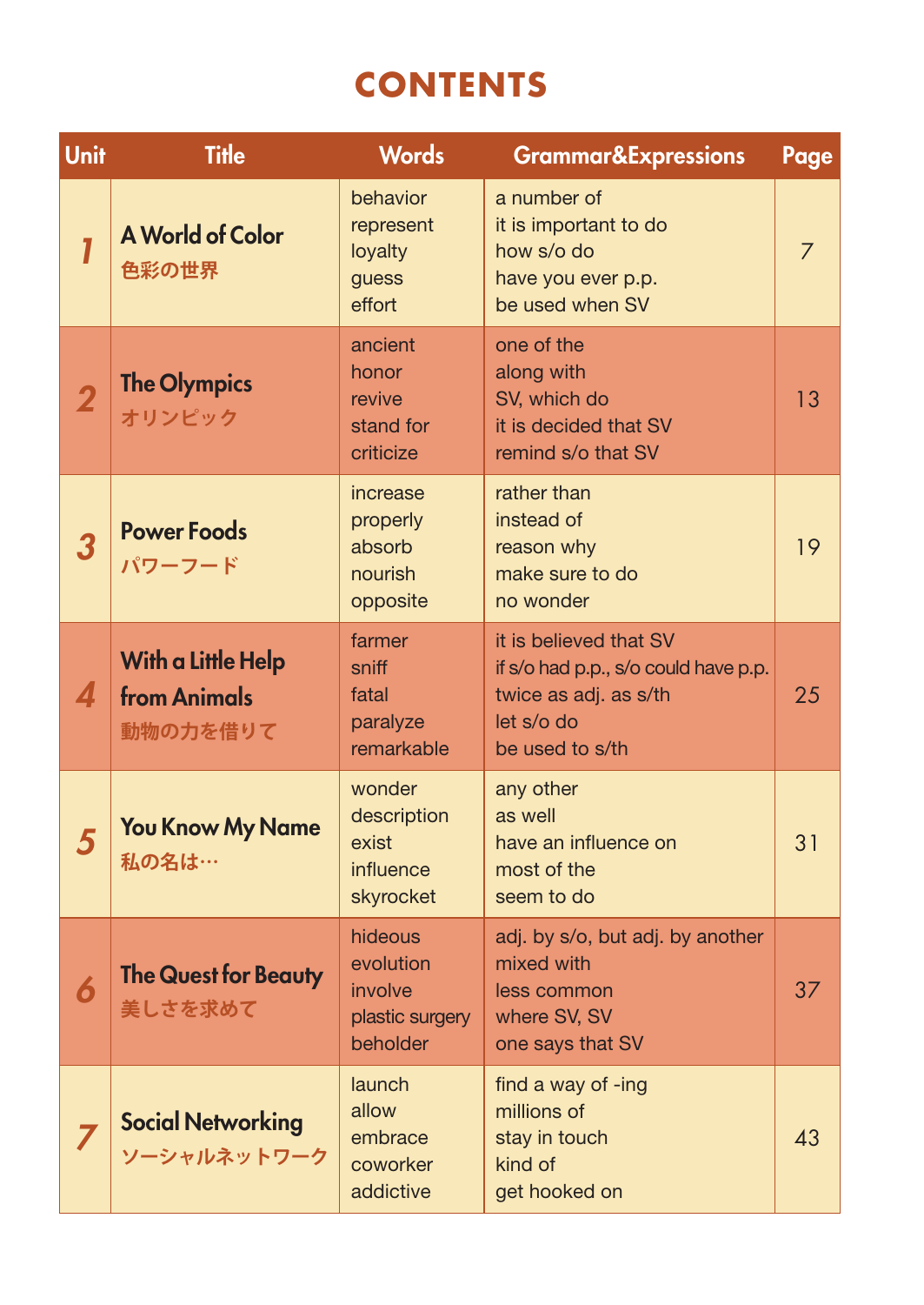# CONTENTS

| Unit | Title | Words | Grammar&Expressions | Page |
|---|---|---|---|---|
| 1 | A World of Color<br>色彩の世界 | behavior<br>represent<br>loyalty<br>guess<br>effort | a number of<br>it is important to do<br>how s/o do<br>have you ever p.p.<br>be used when SV | 7 |
| 2 | The Olympics<br>オリンピック | ancient<br>honor<br>revive<br>stand for<br>criticize | one of the<br>along with<br>SV, which do<br>it is decided that SV<br>remind s/o that SV | 13 |
| 3 | Power Foods<br>パワーフード | increase<br>properly<br>absorb<br>nourish<br>opposite | rather than<br>instead of<br>reason why<br>make sure to do<br>no wonder | 19 |
| 4 | With a Little Help from Animals<br>動物の力を借りて | farmer<br>sniff<br>fatal<br>paralyze<br>remarkable | it is believed that SV<br>if s/o had p.p., s/o could have p.p.<br>twice as adj. as s/th<br>let s/o do<br>be used to s/th | 25 |
| 5 | You Know My Name<br>私の名は… | wonder<br>description<br>exist<br>influence<br>skyrocket | any other<br>as well<br>have an influence on<br>most of the<br>seem to do | 31 |
| 6 | The Quest for Beauty<br>美しさを求めて | hideous<br>evolution<br>involve<br>plastic surgery<br>beholder | adj. by s/o, but adj. by another<br>mixed with<br>less common<br>where SV, SV<br>one says that SV | 37 |
| 7 | Social Networking<br>ソーシャルネットワーク | launch<br>allow<br>embrace<br>coworker<br>addictive | find a way of -ing<br>millions of<br>stay in touch<br>kind of<br>get hooked on | 43 |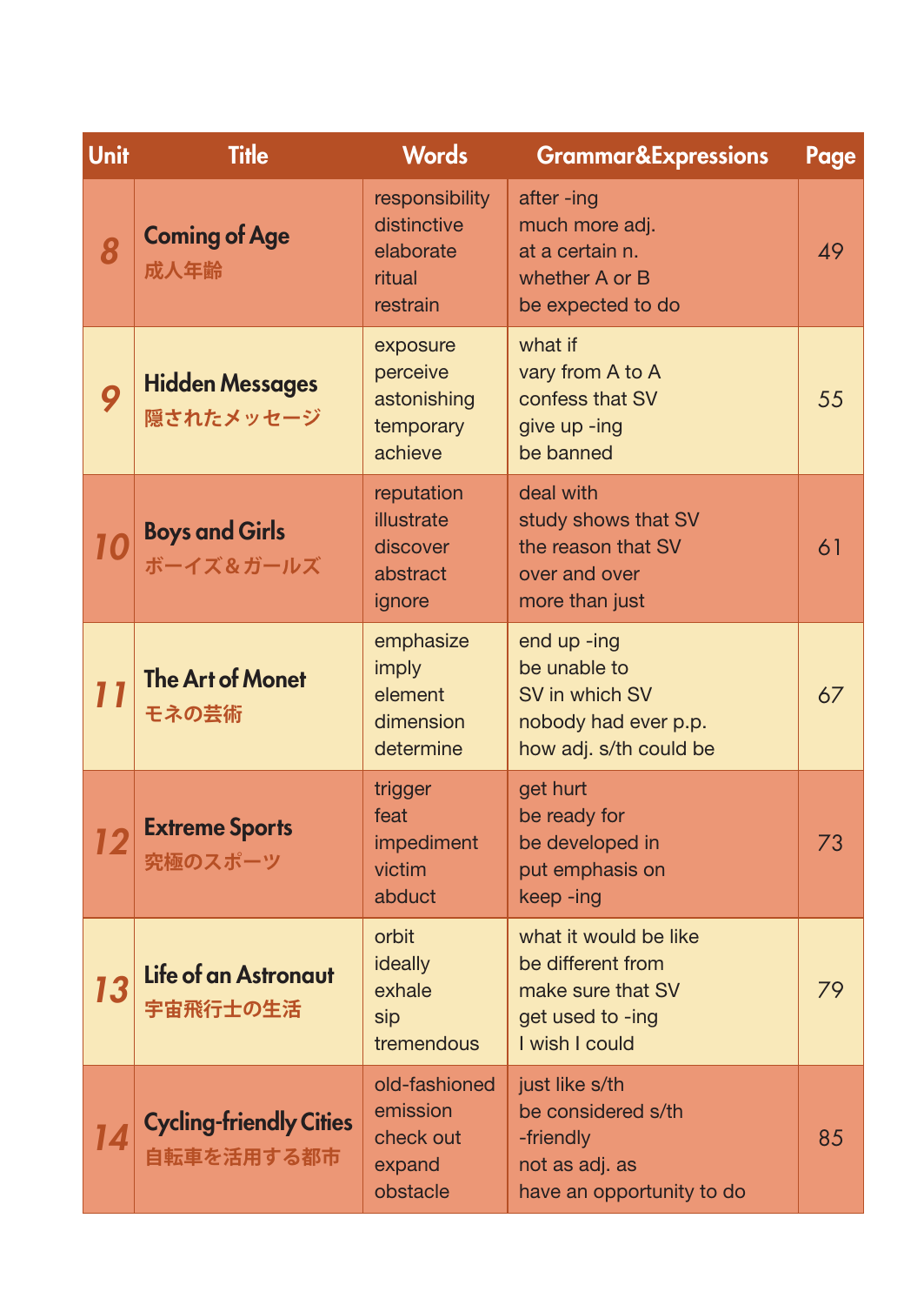| Unit | Title | Words | Grammar&Expressions | Page |
|---|---|---|---|---|
| 8 | **Coming of Age**<br>成人年齢 | responsibility<br>distinctive<br>elaborate<br>ritual<br>restrain | after -ing<br>much more adj.<br>at a certain n.<br>whether A or B<br>be expected to do | 49 |
| 9 | **Hidden Messages**<br>隠されたメッセージ | exposure<br>perceive<br>astonishing<br>temporary<br>achieve | what if<br>vary from A to A<br>confess that SV<br>give up -ing<br>be banned | 55 |
| 10 | **Boys and Girls**<br>ボーイズ＆ガールズ | reputation<br>illustrate<br>discover<br>abstract<br>ignore | deal with<br>study shows that SV<br>the reason that SV<br>over and over<br>more than just | 61 |
| 11 | **The Art of Monet**<br>モネの芸術 | emphasize<br>imply<br>element<br>dimension<br>determine | end up -ing<br>be unable to<br>SV in which SV<br>nobody had ever p.p.<br>how adj. s/th could be | 67 |
| 12 | **Extreme Sports**<br>究極のスポーツ | trigger<br>feat<br>impediment<br>victim<br>abduct | get hurt<br>be ready for<br>be developed in<br>put emphasis on<br>keep -ing | 73 |
| 13 | **Life of an Astronaut**<br>宇宙飛行士の生活 | orbit<br>ideally<br>exhale<br>sip<br>tremendous | what it would be like<br>be different from<br>make sure that SV<br>get used to -ing<br>I wish I could | 79 |
| 14 | **Cycling-friendly Cities**<br>自転車を活用する都市 | old-fashioned<br>emission<br>check out<br>expand<br>obstacle | just like s/th<br>be considered s/th<br>-friendly<br>not as adj. as<br>have an opportunity to do | 85 |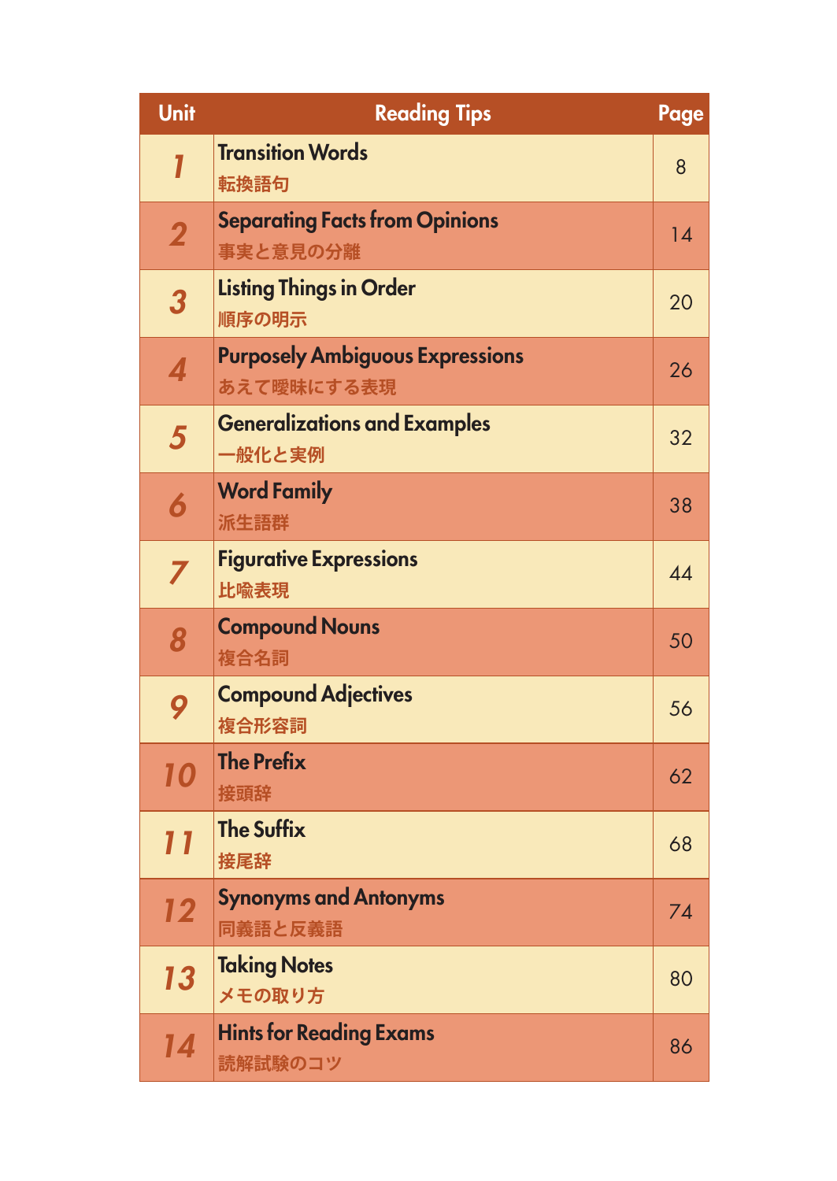| Unit | Reading Tips | Page |
|---|---|---|
| 1 | **Transition Words**<br>転換語句 | 8 |
| 2 | **Separating Facts from Opinions**<br>事実と意見の分離 | 14 |
| 3 | **Listing Things in Order**<br>順序の明示 | 20 |
| 4 | **Purposely Ambiguous Expressions**<br>あえて曖昧にする表現 | 26 |
| 5 | **Generalizations and Examples**<br>一般化と実例 | 32 |
| 6 | **Word Family**<br>派生語群 | 38 |
| 7 | **Figurative Expressions**<br>比喩表現 | 44 |
| 8 | **Compound Nouns**<br>複合名詞 | 50 |
| 9 | **Compound Adjectives**<br>複合形容詞 | 56 |
| 10 | **The Prefix**<br>接頭辞 | 62 |
| 11 | **The Suffix**<br>接尾辞 | 68 |
| 12 | **Synonyms and Antonyms**<br>同義語と反義語 | 74 |
| 13 | **Taking Notes**<br>メモの取り方 | 80 |
| 14 | **Hints for Reading Exams**<br>読解試験のコツ | 86 |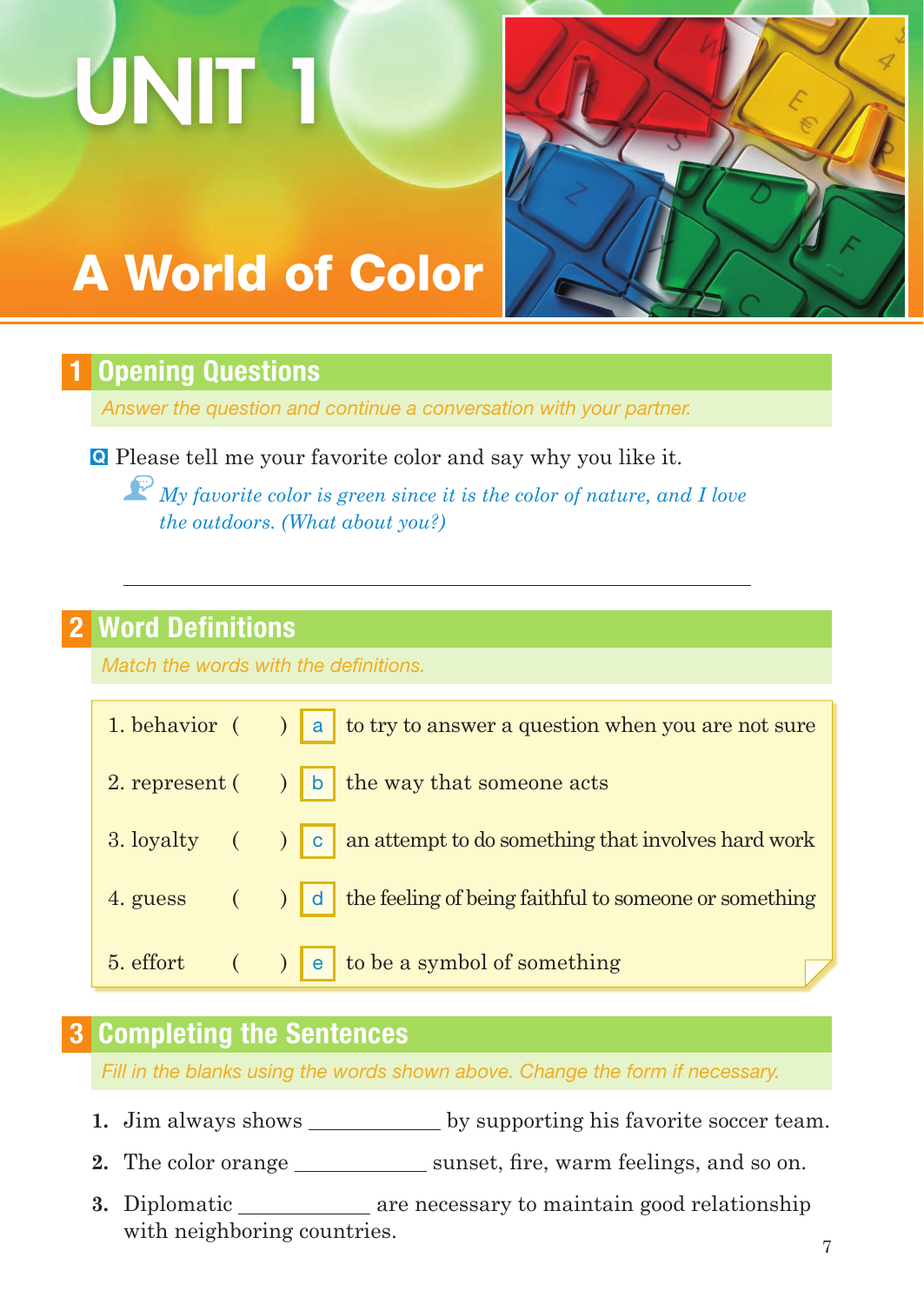# UNIT 1

# A World of Color

## 1 Opening Questions

*Answer the question and continue a conversation with your partner.*

**Q** Please tell me your favorite color and say why you like it.

*My favorite color is green since it is the color of nature, and I love the outdoors. (What about you?)*

______________________________________________________________

## 2 Word Definitions

*Match the words with the definitions.*

| | | |
|---|---|---|
| 1. behavior ( ) | a | to try to answer a question when you are not sure |
| 2. represent ( ) | b | the way that someone acts |
| 3. loyalty ( ) | c | an attempt to do something that involves hard work |
| 4. guess ( ) | d | the feeling of being faithful to someone or something |
| 5. effort ( ) | e | to be a symbol of something |

## 3 Completing the Sentences

*Fill in the blanks using the words shown above. Change the form if necessary.*

1. Jim always shows ____________ by supporting his favorite soccer team.
2. The color orange ____________ sunset, fire, warm feelings, and so on.
3. Diplomatic ____________ are necessary to maintain good relationship with neighboring countries.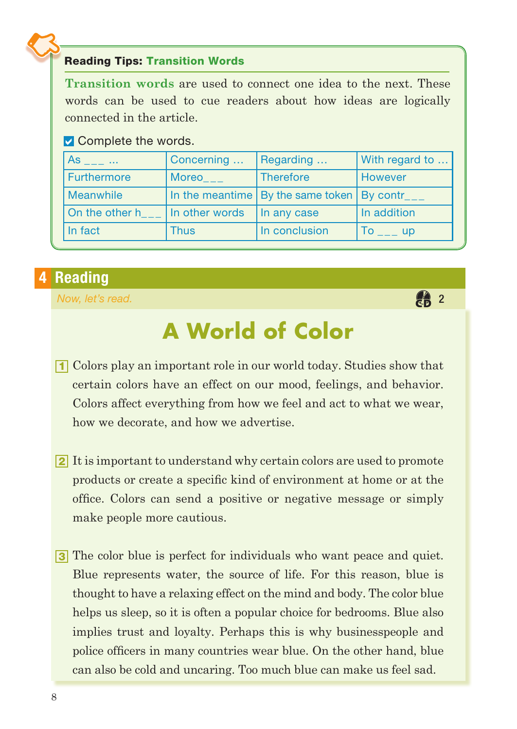**Reading Tips: Transition Words**

**Transition words** are used to connect one idea to the next. These words can be used to cue readers about how ideas are logically connected in the article.

☑ Complete the words.

| As ___ ... | Concerning ... | Regarding ... | With regard to ... |
|---|---|---|---|
| Furthermore | Moreo___ | Therefore | However |
| Meanwhile | In the meantime | By the same token | By contr___ |
| On the other h___ | In other words | In any case | In addition |
| In fact | Thus | In conclusion | To ___ up |

## 4 Reading

*Now, let's read.* 2

# A World of Color

1 Colors play an important role in our world today. Studies show that certain colors have an effect on our mood, feelings, and behavior. Colors affect everything from how we feel and act to what we wear, how we decorate, and how we advertise.

2 It is important to understand why certain colors are used to promote products or create a specific kind of environment at home or at the office. Colors can send a positive or negative message or simply make people more cautious.

3 The color blue is perfect for individuals who want peace and quiet. Blue represents water, the source of life. For this reason, blue is thought to have a relaxing effect on the mind and body. The color blue helps us sleep, so it is often a popular choice for bedrooms. Blue also implies trust and loyalty. Perhaps this is why businesspeople and police officers in many countries wear blue. On the other hand, blue can also be cold and uncaring. Too much blue can make us feel sad.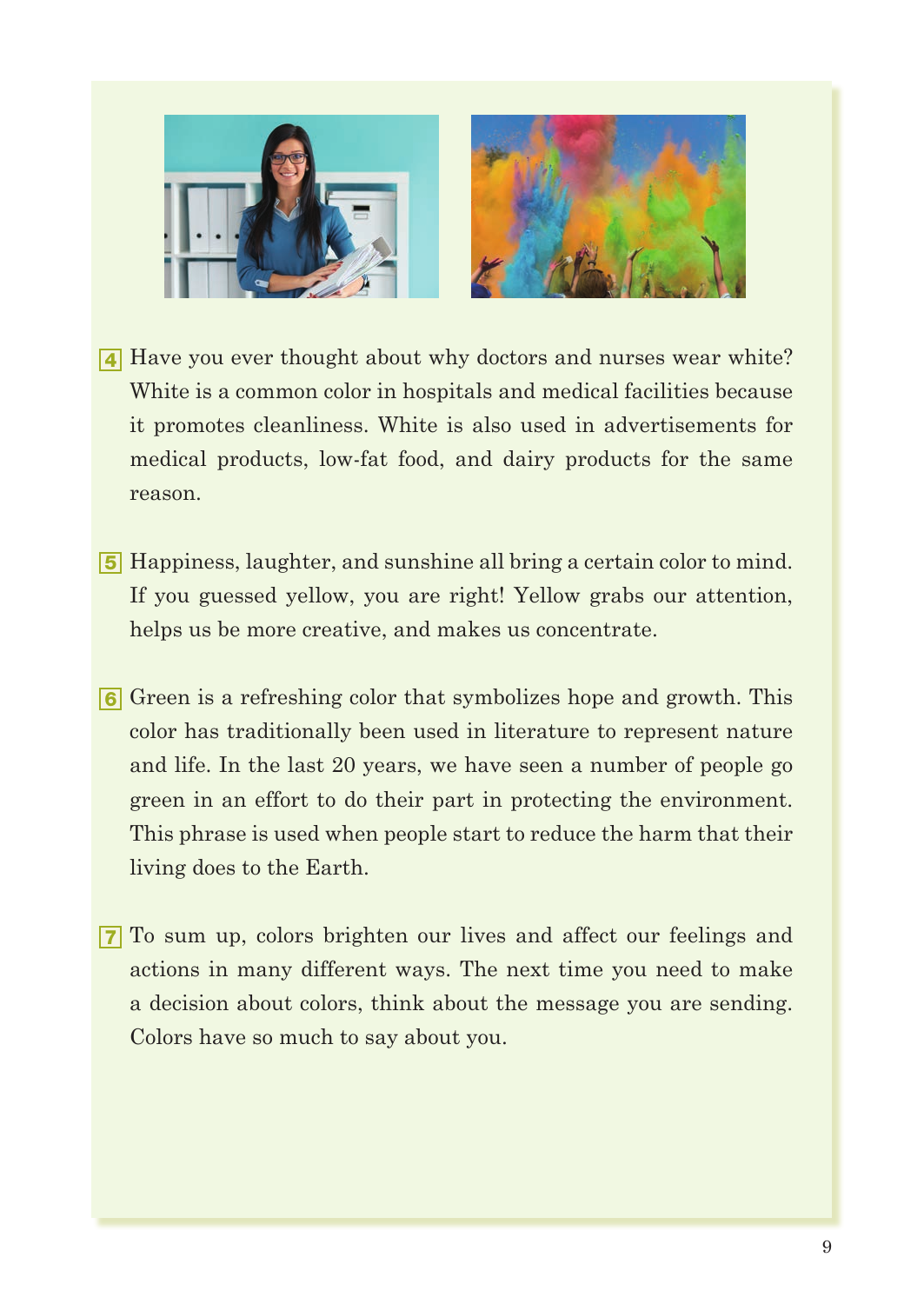4 Have you ever thought about why doctors and nurses wear white? White is a common color in hospitals and medical facilities because it promotes cleanliness. White is also used in advertisements for medical products, low-fat food, and dairy products for the same reason.

5 Happiness, laughter, and sunshine all bring a certain color to mind. If you guessed yellow, you are right! Yellow grabs our attention, helps us be more creative, and makes us concentrate.

6 Green is a refreshing color that symbolizes hope and growth. This color has traditionally been used in literature to represent nature and life. In the last 20 years, we have seen a number of people go green in an effort to do their part in protecting the environment. This phrase is used when people start to reduce the harm that their living does to the Earth.

7 To sum up, colors brighten our lives and affect our feelings and actions in many different ways. The next time you need to make a decision about colors, think about the message you are sending. Colors have so much to say about you.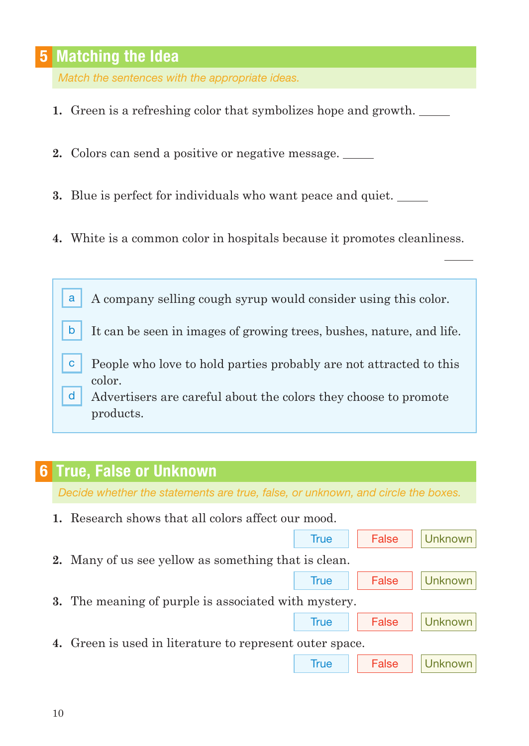## 5 Matching the Idea

*Match the sentences with the appropriate ideas.*

1. Green is a refreshing color that symbolizes hope and growth. _____

2. Colors can send a positive or negative message. _____

3. Blue is perfect for individuals who want peace and quiet. _____

4. White is a common color in hospitals because it promotes cleanliness. _____

a. A company selling cough syrup would consider using this color.

b. It can be seen in images of growing trees, bushes, nature, and life.

c. People who love to hold parties probably are not attracted to this color.

d. Advertisers are careful about the colors they choose to promote products.

## 6 True, False or Unknown

*Decide whether the statements are true, false, or unknown, and circle the boxes.*

1. Research shows that all colors affect our mood.

   True | False | Unknown

2. Many of us see yellow as something that is clean.

   True | False | Unknown

3. The meaning of purple is associated with mystery.

   True | False | Unknown

4. Green is used in literature to represent outer space.

   True | False | Unknown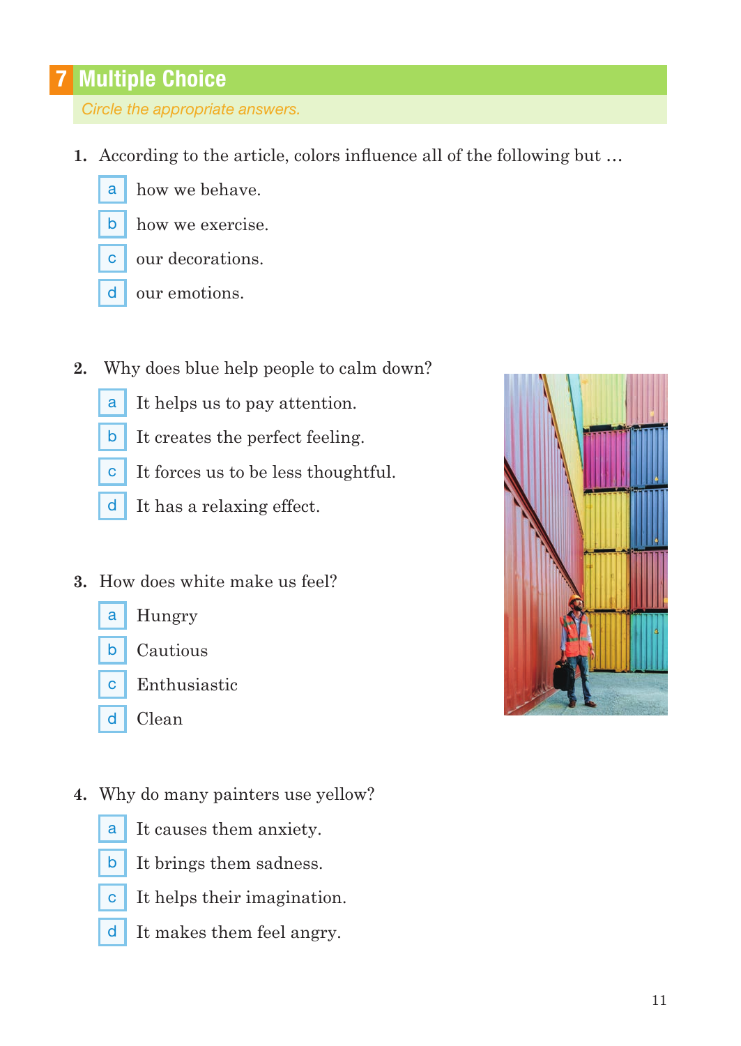## 7 Multiple Choice

*Circle the appropriate answers.*

1. According to the article, colors influence all of the following but …
   - a how we behave.
   - b how we exercise.
   - c our decorations.
   - d our emotions.

2. Why does blue help people to calm down?
   - a It helps us to pay attention.
   - b It creates the perfect feeling.
   - c It forces us to be less thoughtful.
   - d It has a relaxing effect.

3. How does white make us feel?
   - a Hungry
   - b Cautious
   - c Enthusiastic
   - d Clean

4. Why do many painters use yellow?
   - a It causes them anxiety.
   - b It brings them sadness.
   - c It helps their imagination.
   - d It makes them feel angry.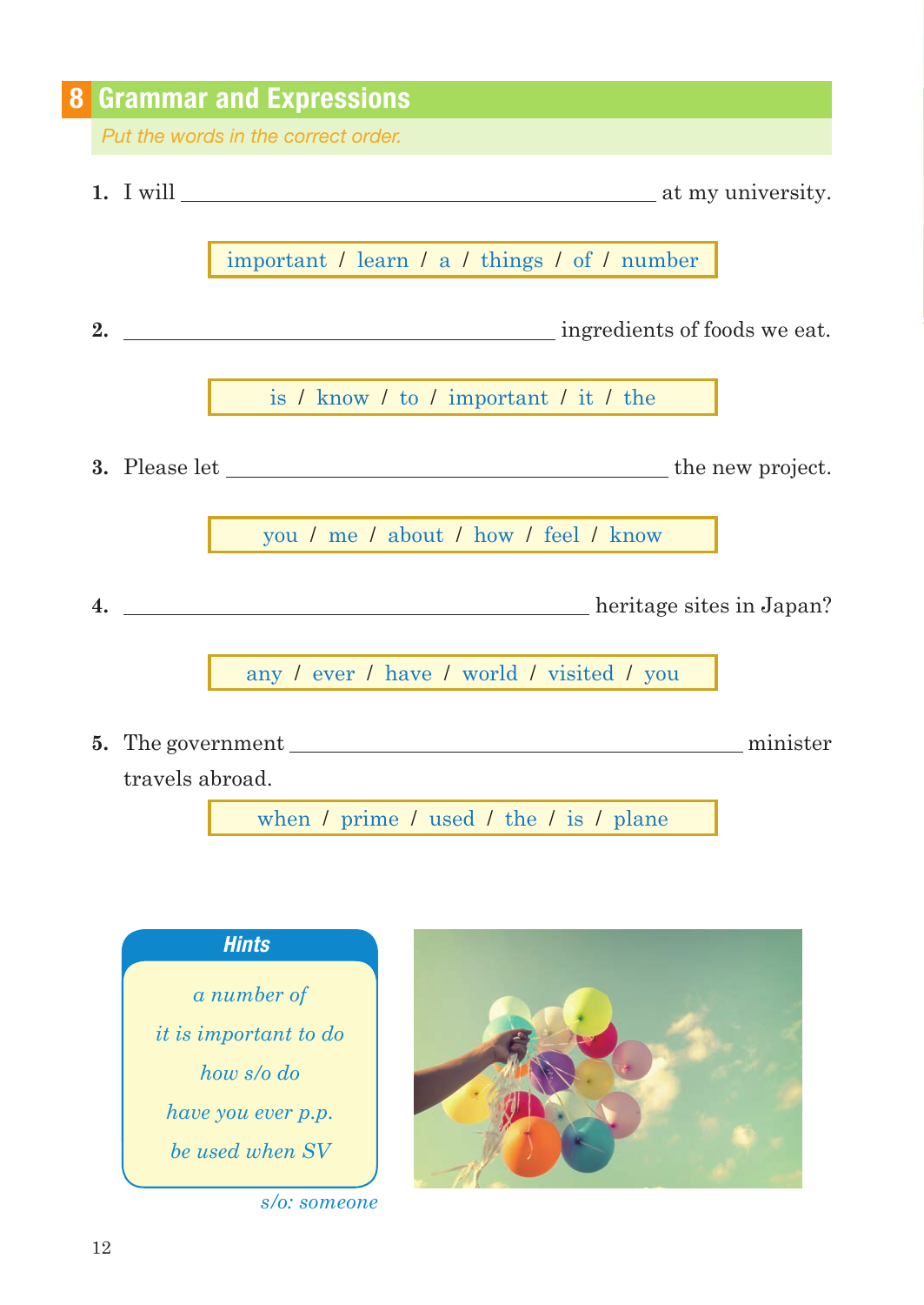## 8 Grammar and Expressions

*Put the words in the correct order.*

1. I will ______________________________ at my university.

   important / learn / a / things / of / number

2. ______________________________ ingredients of foods we eat.

   is / know / to / important / it / the

3. Please let ______________________________ the new project.

   you / me / about / how / feel / know

4. ______________________________ heritage sites in Japan?

   any / ever / have / world / visited / you

5. The government ______________________________ minister travels abroad.

   when / prime / used / the / is / plane

**Hints**

*a number of*

*it is important to do*

*how s/o do*

*have you ever p.p.*

*be used when SV*

*s/o: someone*